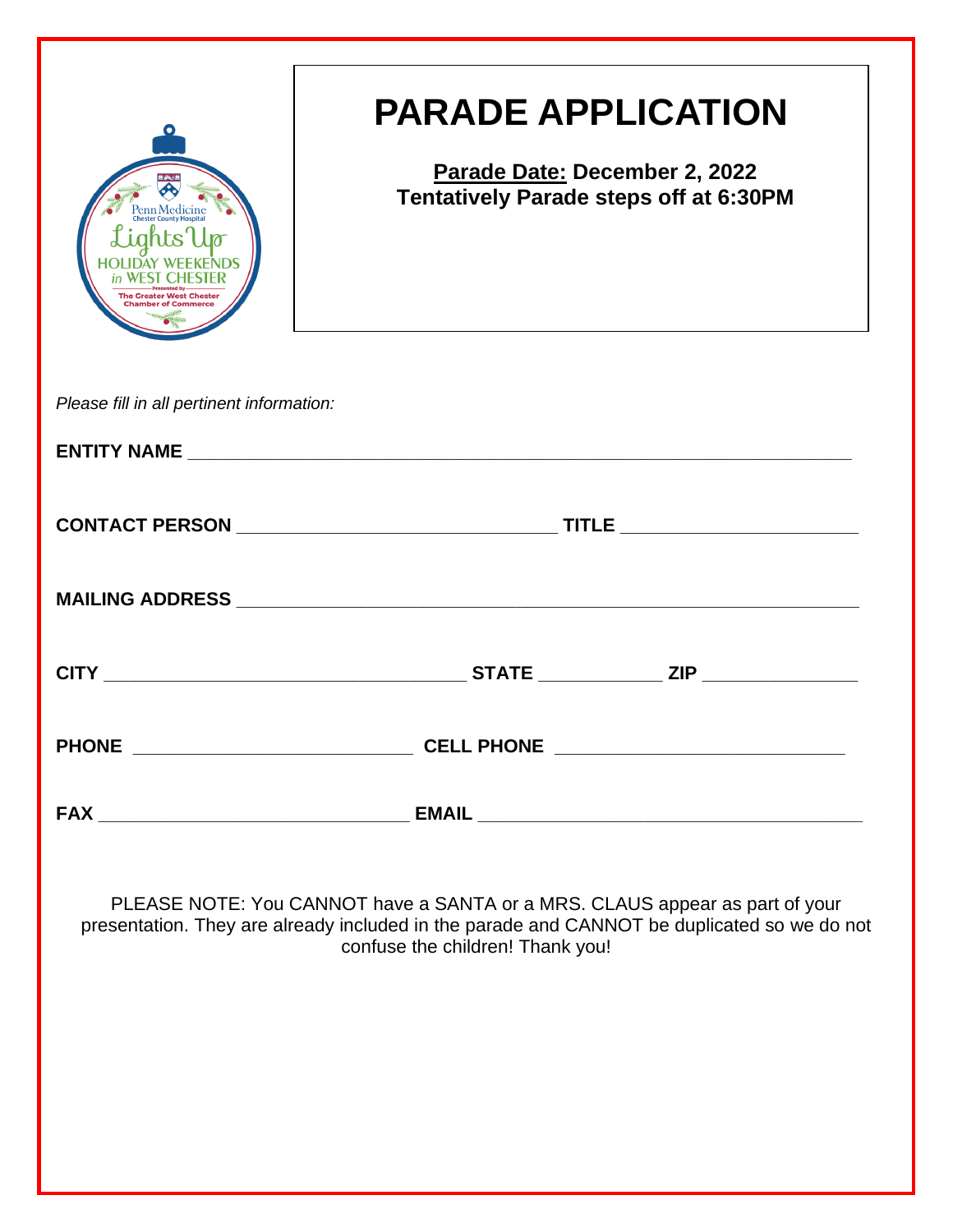# PARADE APPLICATION

**Parade Date: December 2, 2022**
**Tentatively Parade steps off at 6:30PM**

*Please fill in all pertinent information:*

**ENTITY NAME** ________________________________________________________________

**CONTACT PERSON** _______________________________ **TITLE** _______________________

**MAILING ADDRESS** ______________________________________________________________

**CITY** ___________________________________ **STATE** ____________ **ZIP** _______________

**PHONE** ___________________________ **CELL PHONE** ____________________________

**FAX** ______________________________ **EMAIL** _____________________________________

PLEASE NOTE: You CANNOT have a SANTA or a MRS. CLAUS appear as part of your presentation. They are already included in the parade and CANNOT be duplicated so we do not confuse the children! Thank you!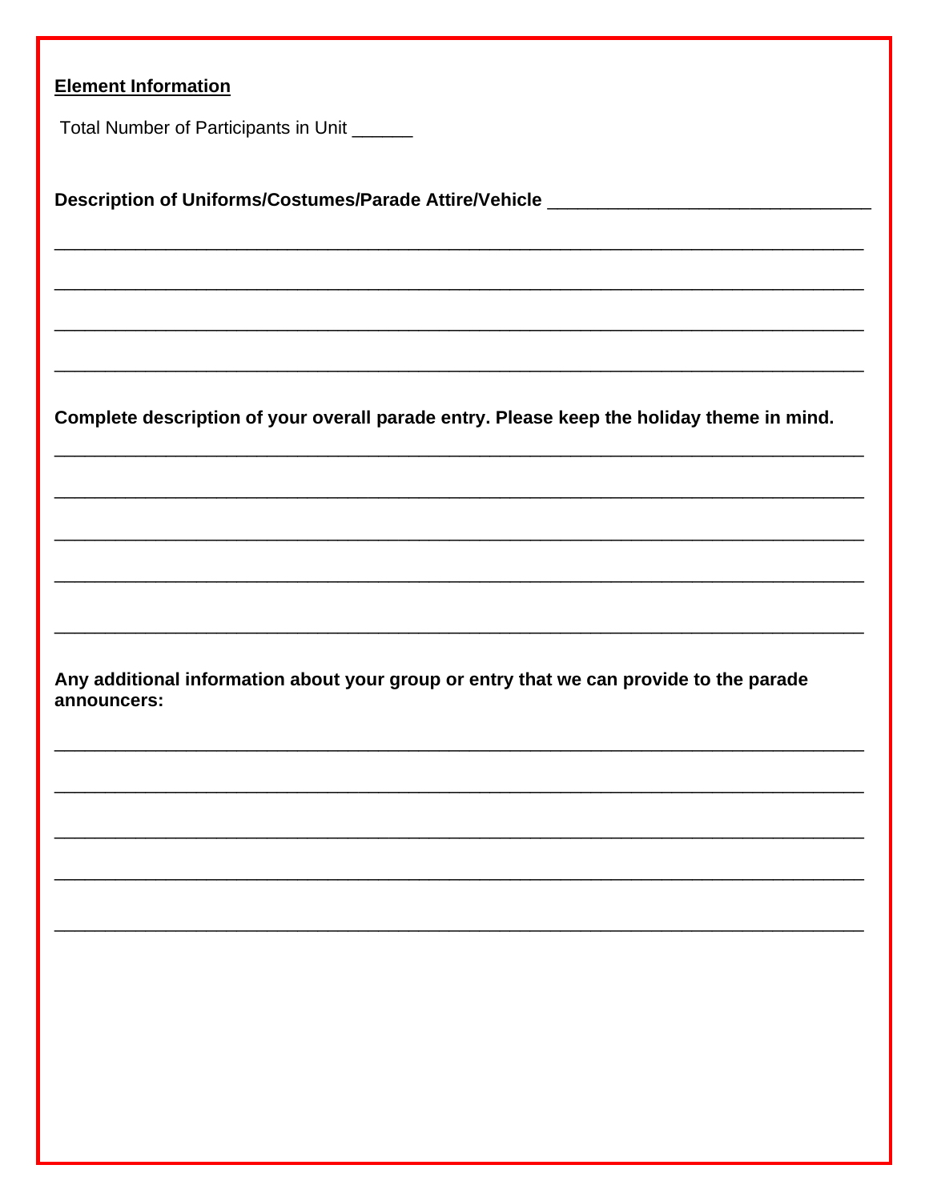**Element Information**

Total Number of Participants in Unit ______

**Description of Uniforms/Costumes/Parade Attire/Vehicle** ________________________________

________________________________________________________________________________

________________________________________________________________________________

________________________________________________________________________________

________________________________________________________________________________

**Complete description of your overall parade entry. Please keep the holiday theme in mind.**

________________________________________________________________________________

________________________________________________________________________________

________________________________________________________________________________

________________________________________________________________________________

________________________________________________________________________________

**Any additional information about your group or entry that we can provide to the parade announcers:**

________________________________________________________________________________

________________________________________________________________________________

________________________________________________________________________________

________________________________________________________________________________

________________________________________________________________________________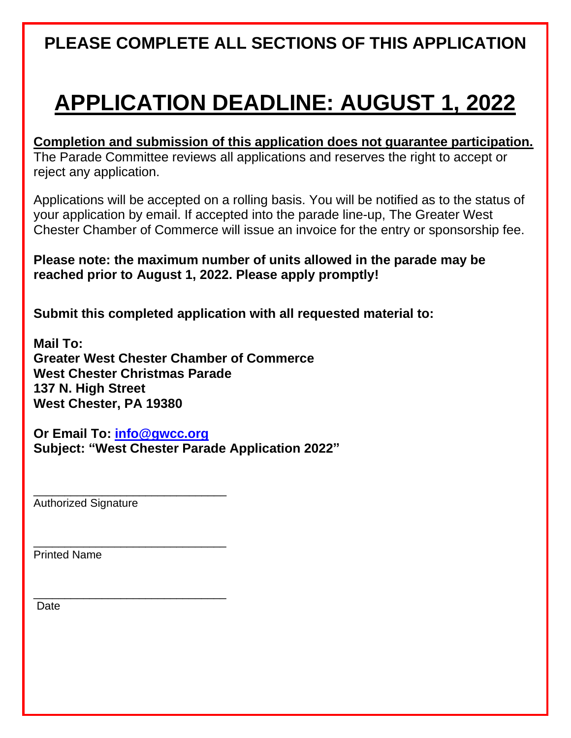## PLEASE COMPLETE ALL SECTIONS OF THIS APPLICATION

# APPLICATION DEADLINE: AUGUST 1, 2022

**Completion and submission of this application does not guarantee participation.** The Parade Committee reviews all applications and reserves the right to accept or reject any application.

Applications will be accepted on a rolling basis. You will be notified as to the status of your application by email. If accepted into the parade line-up, The Greater West Chester Chamber of Commerce will issue an invoice for the entry or sponsorship fee.

**Please note: the maximum number of units allowed in the parade may be reached prior to August 1, 2022. Please apply promptly!**

**Submit this completed application with all requested material to:**

**Mail To:**
**Greater West Chester Chamber of Commerce**
**West Chester Christmas Parade**
**137 N. High Street**
**West Chester, PA 19380**

**Or Email To: info@gwcc.org**
**Subject: "West Chester Parade Application 2022"**

_______________________________
Authorized Signature

_______________________________
Printed Name

_______________________________
Date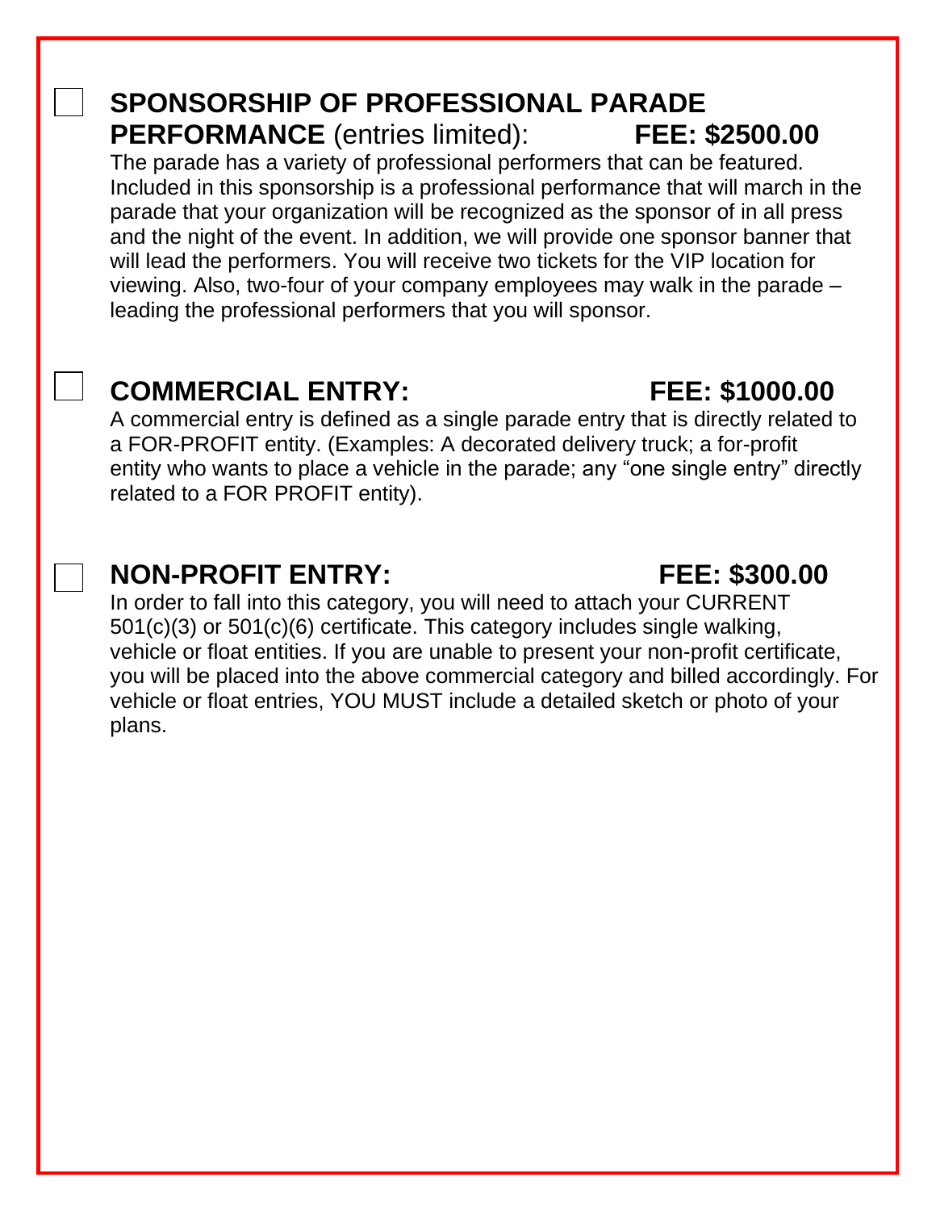☐ **SPONSORSHIP OF PROFESSIONAL PARADE PERFORMANCE** (entries limited): **FEE: $2500.00**

The parade has a variety of professional performers that can be featured. Included in this sponsorship is a professional performance that will march in the parade that your organization will be recognized as the sponsor of in all press and the night of the event. In addition, we will provide one sponsor banner that will lead the performers. You will receive two tickets for the VIP location for viewing. Also, two-four of your company employees may walk in the parade – leading the professional performers that you will sponsor.

☐ **COMMERCIAL ENTRY: FEE: $1000.00**

A commercial entry is defined as a single parade entry that is directly related to a FOR-PROFIT entity. (Examples: A decorated delivery truck; a for-profit entity who wants to place a vehicle in the parade; any "one single entry" directly related to a FOR PROFIT entity).

☐ **NON-PROFIT ENTRY: FEE: $300.00**

In order to fall into this category, you will need to attach your CURRENT 501(c)(3) or 501(c)(6) certificate. This category includes single walking, vehicle or float entities. If you are unable to present your non-profit certificate, you will be placed into the above commercial category and billed accordingly. For vehicle or float entries, YOU MUST include a detailed sketch or photo of your plans.